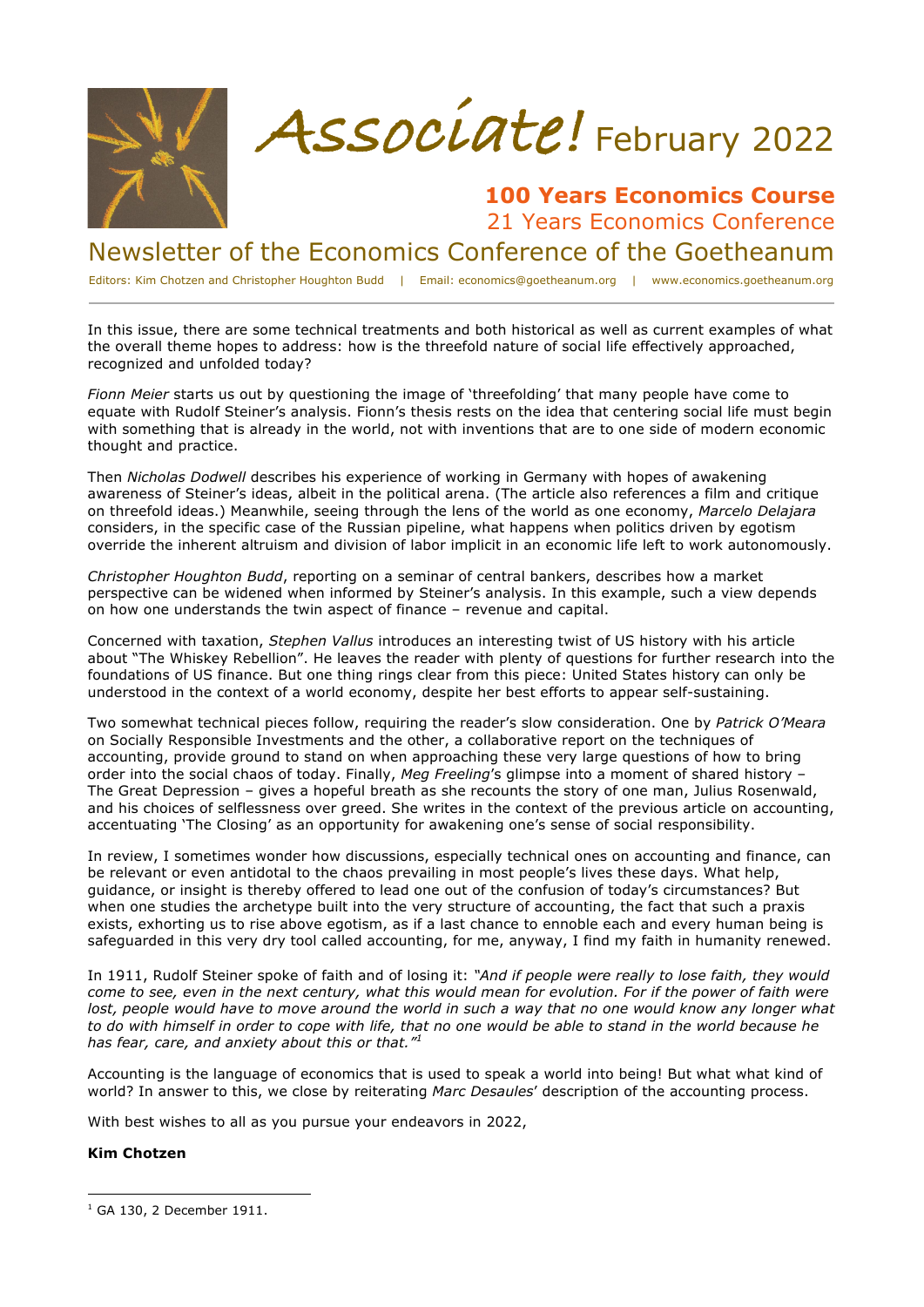# Associate! February 2022

## 100 Years Economics Course
21 Years Economics Conference

## Newsletter of the Economics Conference of the Goetheanum

Editors: Kim Chotzen and Christopher Houghton Budd | Email: economics@goetheanum.org | www.economics.goetheanum.org

---

In this issue, there are some technical treatments and both historical as well as current examples of what the overall theme hopes to address: how is the threefold nature of social life effectively approached, recognized and unfolded today?

*Fionn Meier* starts us out by questioning the image of 'threefolding' that many people have come to equate with Rudolf Steiner's analysis. Fionn's thesis rests on the idea that centering social life must begin with something that is already in the world, not with inventions that are to one side of modern economic thought and practice.

Then *Nicholas Dodwell* describes his experience of working in Germany with hopes of awakening awareness of Steiner's ideas, albeit in the political arena. (The article also references a film and critique on threefold ideas.) Meanwhile, seeing through the lens of the world as one economy, *Marcelo Delajara* considers, in the specific case of the Russian pipeline, what happens when politics driven by egotism override the inherent altruism and division of labor implicit in an economic life left to work autonomously.

*Christopher Houghton Budd*, reporting on a seminar of central bankers, describes how a market perspective can be widened when informed by Steiner's analysis. In this example, such a view depends on how one understands the twin aspect of finance – revenue and capital.

Concerned with taxation, *Stephen Vallus* introduces an interesting twist of US history with his article about "The Whiskey Rebellion". He leaves the reader with plenty of questions for further research into the foundations of US finance. But one thing rings clear from this piece: United States history can only be understood in the context of a world economy, despite her best efforts to appear self-sustaining.

Two somewhat technical pieces follow, requiring the reader's slow consideration. One by *Patrick O'Meara* on Socially Responsible Investments and the other, a collaborative report on the techniques of accounting, provide ground to stand on when approaching these very large questions of how to bring order into the social chaos of today. Finally, *Meg Freeling*'s glimpse into a moment of shared history – The Great Depression – gives a hopeful breath as she recounts the story of one man, Julius Rosenwald, and his choices of selflessness over greed. She writes in the context of the previous article on accounting, accentuating 'The Closing' as an opportunity for awakening one's sense of social responsibility.

In review, I sometimes wonder how discussions, especially technical ones on accounting and finance, can be relevant or even antidotal to the chaos prevailing in most people's lives these days. What help, guidance, or insight is thereby offered to lead one out of the confusion of today's circumstances? But when one studies the archetype built into the very structure of accounting, the fact that such a praxis exists, exhorting us to rise above egotism, as if a last chance to ennoble each and every human being is safeguarded in this very dry tool called accounting, for me, anyway, I find my faith in humanity renewed.

In 1911, Rudolf Steiner spoke of faith and of losing it: *"And if people were really to lose faith, they would come to see, even in the next century, what this would mean for evolution. For if the power of faith were lost, people would have to move around the world in such a way that no one would know any longer what to do with himself in order to cope with life, that no one would be able to stand in the world because he has fear, care, and anxiety about this or that."*[1]

Accounting is the language of economics that is used to speak a world into being! But what what kind of world? In answer to this, we close by reiterating *Marc Desaules*' description of the accounting process.

With best wishes to all as you pursue your endeavors in 2022,

**Kim Chotzen**

---

[1] GA 130, 2 December 1911.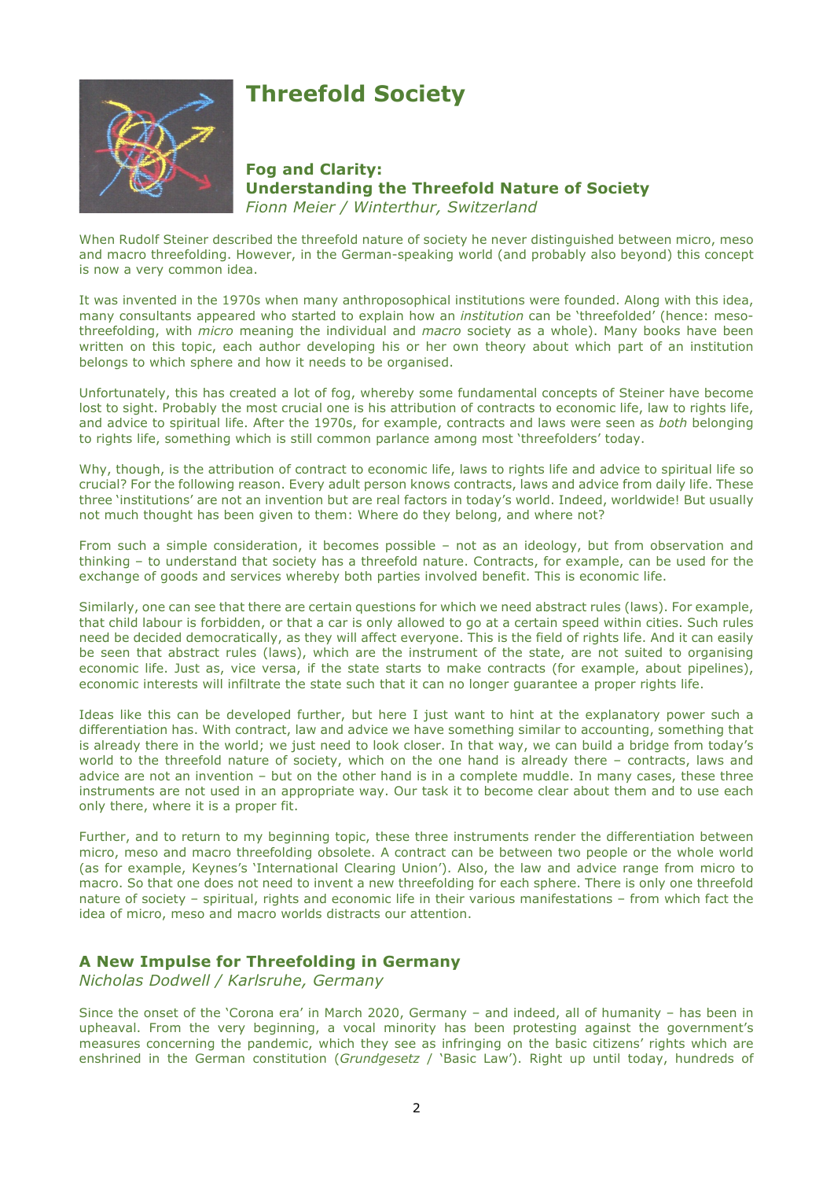# Threefold Society

## Fog and Clarity: Understanding the Threefold Nature of Society

*Fionn Meier / Winterthur, Switzerland*

When Rudolf Steiner described the threefold nature of society he never distinguished between micro, meso and macro threefolding. However, in the German-speaking world (and probably also beyond) this concept is now a very common idea.

It was invented in the 1970s when many anthroposophical institutions were founded. Along with this idea, many consultants appeared who started to explain how an *institution* can be 'threefolded' (hence: meso-threefolding, with *micro* meaning the individual and *macro* society as a whole). Many books have been written on this topic, each author developing his or her own theory about which part of an institution belongs to which sphere and how it needs to be organised.

Unfortunately, this has created a lot of fog, whereby some fundamental concepts of Steiner have become lost to sight. Probably the most crucial one is his attribution of contracts to economic life, law to rights life, and advice to spiritual life. After the 1970s, for example, contracts and laws were seen as *both* belonging to rights life, something which is still common parlance among most 'threefolders' today.

Why, though, is the attribution of contract to economic life, laws to rights life and advice to spiritual life so crucial? For the following reason. Every adult person knows contracts, laws and advice from daily life. These three 'institutions' are not an invention but are real factors in today's world. Indeed, worldwide! But usually not much thought has been given to them: Where do they belong, and where not?

From such a simple consideration, it becomes possible – not as an ideology, but from observation and thinking – to understand that society has a threefold nature. Contracts, for example, can be used for the exchange of goods and services whereby both parties involved benefit. This is economic life.

Similarly, one can see that there are certain questions for which we need abstract rules (laws). For example, that child labour is forbidden, or that a car is only allowed to go at a certain speed within cities. Such rules need be decided democratically, as they will affect everyone. This is the field of rights life. And it can easily be seen that abstract rules (laws), which are the instrument of the state, are not suited to organising economic life. Just as, vice versa, if the state starts to make contracts (for example, about pipelines), economic interests will infiltrate the state such that it can no longer guarantee a proper rights life.

Ideas like this can be developed further, but here I just want to hint at the explanatory power such a differentiation has. With contract, law and advice we have something similar to accounting, something that is already there in the world; we just need to look closer. In that way, we can build a bridge from today's world to the threefold nature of society, which on the one hand is already there – contracts, laws and advice are not an invention – but on the other hand is in a complete muddle. In many cases, these three instruments are not used in an appropriate way. Our task it to become clear about them and to use each only there, where it is a proper fit.

Further, and to return to my beginning topic, these three instruments render the differentiation between micro, meso and macro threefolding obsolete. A contract can be between two people or the whole world (as for example, Keynes's 'International Clearing Union'). Also, the law and advice range from micro to macro. So that one does not need to invent a new threefolding for each sphere. There is only one threefold nature of society – spiritual, rights and economic life in their various manifestations – from which fact the idea of micro, meso and macro worlds distracts our attention.

## A New Impulse for Threefolding in Germany

*Nicholas Dodwell / Karlsruhe, Germany*

Since the onset of the 'Corona era' in March 2020, Germany – and indeed, all of humanity – has been in upheaval. From the very beginning, a vocal minority has been protesting against the government's measures concerning the pandemic, which they see as infringing on the basic citizens' rights which are enshrined in the German constitution (*Grundgesetz* / 'Basic Law'). Right up until today, hundreds of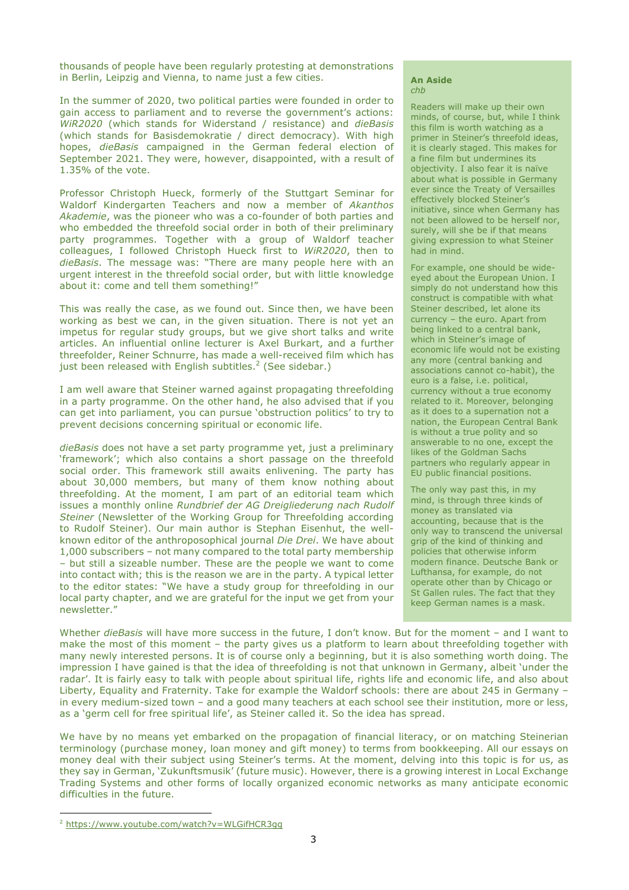thousands of people have been regularly protesting at demonstrations in Berlin, Leipzig and Vienna, to name just a few cities.

In the summer of 2020, two political parties were founded in order to gain access to parliament and to reverse the government's actions: *WiR2020* (which stands for Widerstand / resistance) and *dieBasis* (which stands for Basisdemokratie / direct democracy). With high hopes, *dieBasis* campaigned in the German federal election of September 2021. They were, however, disappointed, with a result of 1.35% of the vote.

Professor Christoph Hueck, formerly of the Stuttgart Seminar for Waldorf Kindergarten Teachers and now a member of *Akanthos Akademie*, was the pioneer who was a co-founder of both parties and who embedded the threefold social order in both of their preliminary party programmes. Together with a group of Waldorf teacher colleagues, I followed Christoph Hueck first to *WiR2020*, then to *dieBasis*. The message was: "There are many people here with an urgent interest in the threefold social order, but with little knowledge about it: come and tell them something!"

This was really the case, as we found out. Since then, we have been working as best we can, in the given situation. There is not yet an impetus for regular study groups, but we give short talks and write articles. An influential online lecturer is Axel Burkart, and a further threefolder, Reiner Schnurre, has made a well-received film which has just been released with English subtitles.[2] (See sidebar.)

I am well aware that Steiner warned against propagating threefolding in a party programme. On the other hand, he also advised that if you can get into parliament, you can pursue 'obstruction politics' to try to prevent decisions concerning spiritual or economic life.

*dieBasis* does not have a set party programme yet, just a preliminary 'framework'; which also contains a short passage on the threefold social order. This framework still awaits enlivening. The party has about 30,000 members, but many of them know nothing about threefolding. At the moment, I am part of an editorial team which issues a monthly online *Rundbrief der AG Dreigliederung nach Rudolf Steiner* (Newsletter of the Working Group for Threefolding according to Rudolf Steiner). Our main author is Stephan Eisenhut, the well-known editor of the anthroposophical journal *Die Drei*. We have about 1,000 subscribers – not many compared to the total party membership – but still a sizeable number. These are the people we want to come into contact with; this is the reason we are in the party. A typical letter to the editor states: "We have a study group for threefolding in our local party chapter, and we are grateful for the input we get from your newsletter."

> **An Aside**
> *chb*
>
> Readers will make up their own minds, of course, but, while I think this film is worth watching as a primer in Steiner's threefold ideas, it is clearly staged. This makes for a fine film but undermines its objectivity. I also fear it is naïve about what is possible in Germany ever since the Treaty of Versailles effectively blocked Steiner's initiative, since when Germany has not been allowed to be herself nor, surely, will she be if that means giving expression to what Steiner had in mind.
>
> For example, one should be wide-eyed about the European Union. I simply do not understand how this construct is compatible with what Steiner described, let alone its currency – the euro. Apart from being linked to a central bank, which in Steiner's image of economic life would not be existing any more (central banking and associations cannot co-habit), the euro is a false, i.e. political, currency without a true economy related to it. Moreover, belonging as it does to a supernation not a nation, the European Central Bank is without a true polity and so answerable to no one, except the likes of the Goldman Sachs partners who regularly appear in EU public financial positions.
>
> The only way past this, in my mind, is through three kinds of money as translated via accounting, because that is the only way to transcend the universal grip of the kind of thinking and policies that otherwise inform modern finance. Deutsche Bank or Lufthansa, for example, do not operate other than by Chicago or St Gallen rules. The fact that they keep German names is a mask.

Whether *dieBasis* will have more success in the future, I don't know. But for the moment – and I want to make the most of this moment – the party gives us a platform to learn about threefolding together with many newly interested persons. It is of course only a beginning, but it is also something worth doing. The impression I have gained is that the idea of threefolding is not that unknown in Germany, albeit 'under the radar'. It is fairly easy to talk with people about spiritual life, rights life and economic life, and also about Liberty, Equality and Fraternity. Take for example the Waldorf schools: there are about 245 in Germany – in every medium-sized town – and a good many teachers at each school see their institution, more or less, as a 'germ cell for free spiritual life', as Steiner called it. So the idea has spread.

We have by no means yet embarked on the propagation of financial literacy, or on matching Steinerian terminology (purchase money, loan money and gift money) to terms from bookkeeping. All our essays on money deal with their subject using Steiner's terms. At the moment, delving into this topic is for us, as they say in German, 'Zukunftsmusik' (future music). However, there is a growing interest in Local Exchange Trading Systems and other forms of locally organized economic networks as many anticipate economic difficulties in the future.

---

[2] https://www.youtube.com/watch?v=WLGifHCR3gg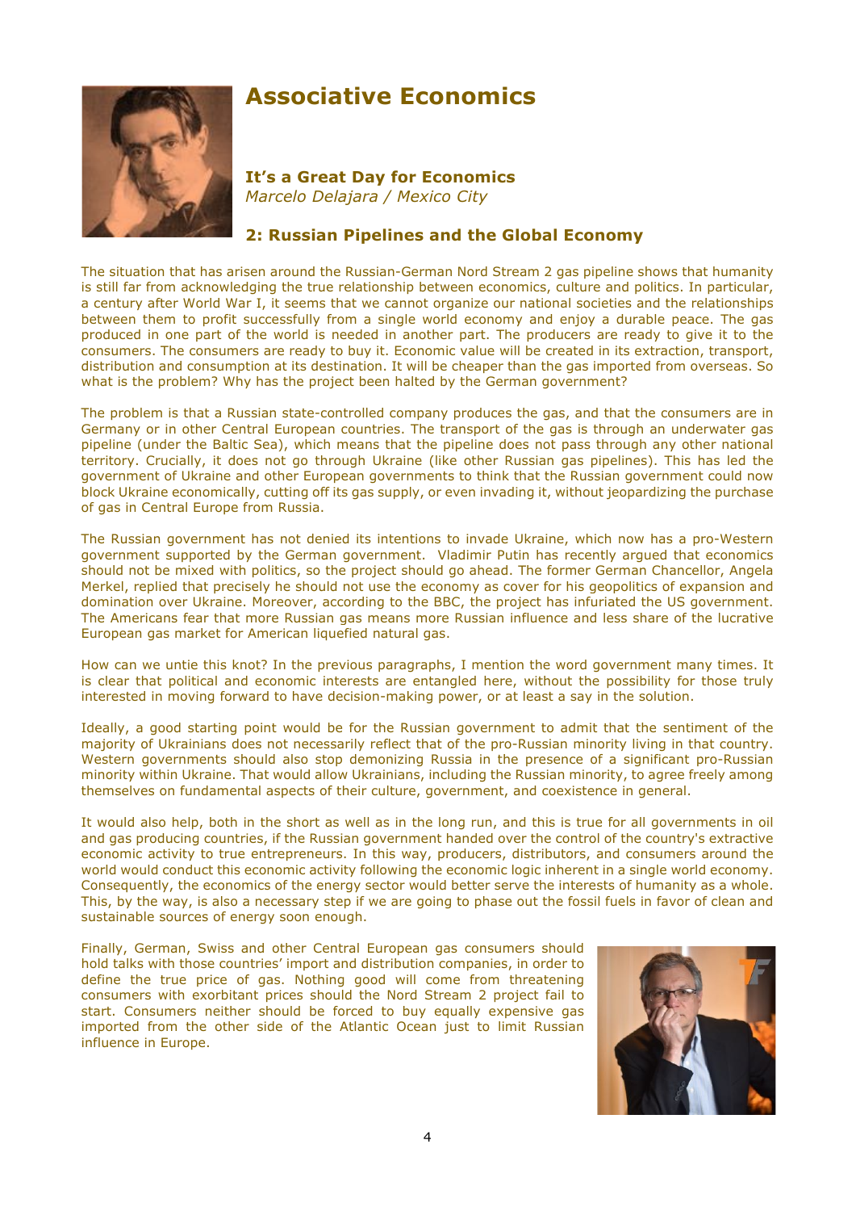# Associative Economics

### It's a Great Day for Economics

*Marcelo Delajara / Mexico City*

### 2: Russian Pipelines and the Global Economy

The situation that has arisen around the Russian-German Nord Stream 2 gas pipeline shows that humanity is still far from acknowledging the true relationship between economics, culture and politics. In particular, a century after World War I, it seems that we cannot organize our national societies and the relationships between them to profit successfully from a single world economy and enjoy a durable peace. The gas produced in one part of the world is needed in another part. The producers are ready to give it to the consumers. The consumers are ready to buy it. Economic value will be created in its extraction, transport, distribution and consumption at its destination. It will be cheaper than the gas imported from overseas. So what is the problem? Why has the project been halted by the German government?

The problem is that a Russian state-controlled company produces the gas, and that the consumers are in Germany or in other Central European countries. The transport of the gas is through an underwater gas pipeline (under the Baltic Sea), which means that the pipeline does not pass through any other national territory. Crucially, it does not go through Ukraine (like other Russian gas pipelines). This has led the government of Ukraine and other European governments to think that the Russian government could now block Ukraine economically, cutting off its gas supply, or even invading it, without jeopardizing the purchase of gas in Central Europe from Russia.

The Russian government has not denied its intentions to invade Ukraine, which now has a pro-Western government supported by the German government. Vladimir Putin has recently argued that economics should not be mixed with politics, so the project should go ahead. The former German Chancellor, Angela Merkel, replied that precisely he should not use the economy as cover for his geopolitics of expansion and domination over Ukraine. Moreover, according to the BBC, the project has infuriated the US government. The Americans fear that more Russian gas means more Russian influence and less share of the lucrative European gas market for American liquefied natural gas.

How can we untie this knot? In the previous paragraphs, I mention the word government many times. It is clear that political and economic interests are entangled here, without the possibility for those truly interested in moving forward to have decision-making power, or at least a say in the solution.

Ideally, a good starting point would be for the Russian government to admit that the sentiment of the majority of Ukrainians does not necessarily reflect that of the pro-Russian minority living in that country. Western governments should also stop demonizing Russia in the presence of a significant pro-Russian minority within Ukraine. That would allow Ukrainians, including the Russian minority, to agree freely among themselves on fundamental aspects of their culture, government, and coexistence in general.

It would also help, both in the short as well as in the long run, and this is true for all governments in oil and gas producing countries, if the Russian government handed over the control of the country's extractive economic activity to true entrepreneurs. In this way, producers, distributors, and consumers around the world would conduct this economic activity following the economic logic inherent in a single world economy. Consequently, the economics of the energy sector would better serve the interests of humanity as a whole. This, by the way, is also a necessary step if we are going to phase out the fossil fuels in favor of clean and sustainable sources of energy soon enough.

Finally, German, Swiss and other Central European gas consumers should hold talks with those countries' import and distribution companies, in order to define the true price of gas. Nothing good will come from threatening consumers with exorbitant prices should the Nord Stream 2 project fail to start. Consumers neither should be forced to buy equally expensive gas imported from the other side of the Atlantic Ocean just to limit Russian influence in Europe.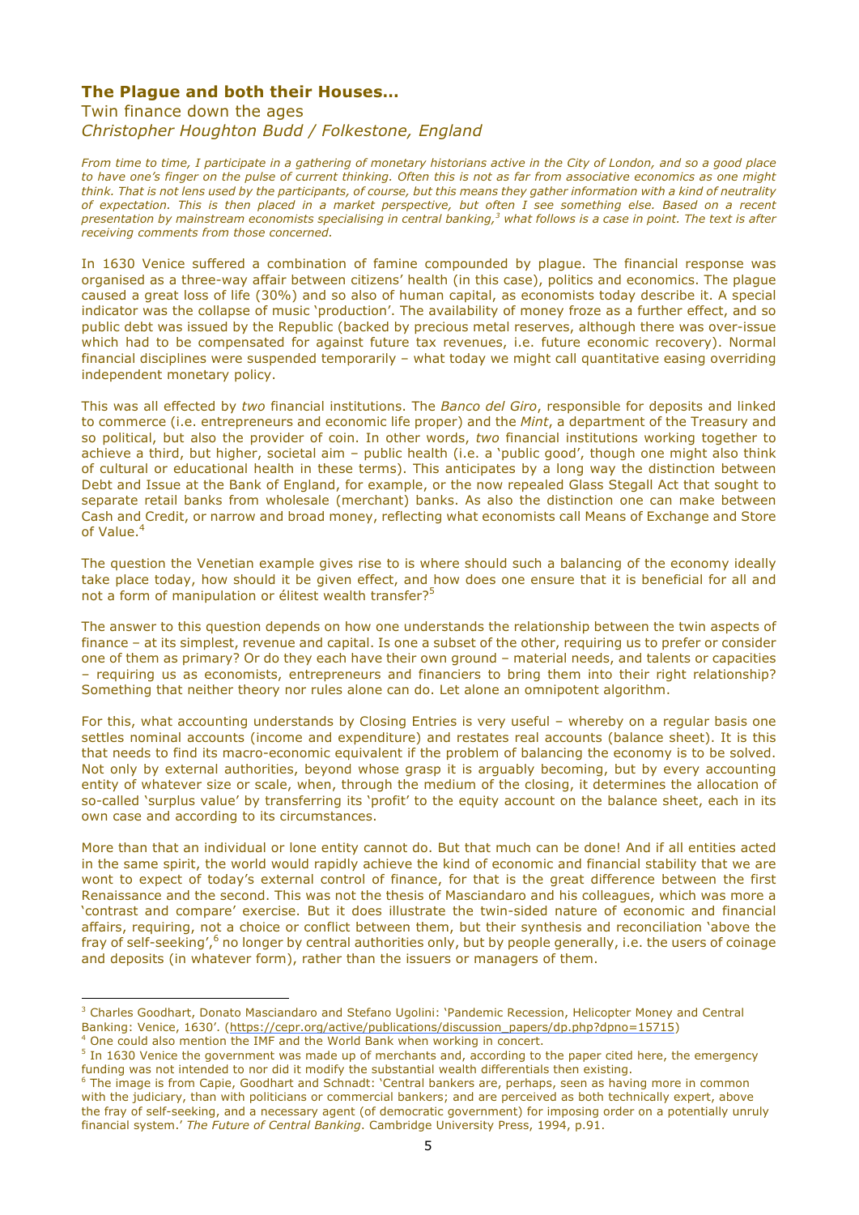## The Plague and both their Houses…

Twin finance down the ages

*Christopher Houghton Budd / Folkestone, England*

*From time to time, I participate in a gathering of monetary historians active in the City of London, and so a good place to have one's finger on the pulse of current thinking. Often this is not as far from associative economics as one might think. That is not lens used by the participants, of course, but this means they gather information with a kind of neutrality of expectation. This is then placed in a market perspective, but often I see something else. Based on a recent presentation by mainstream economists specialising in central banking,[3] what follows is a case in point. The text is after receiving comments from those concerned.*

In 1630 Venice suffered a combination of famine compounded by plague. The financial response was organised as a three-way affair between citizens' health (in this case), politics and economics. The plague caused a great loss of life (30%) and so also of human capital, as economists today describe it. A special indicator was the collapse of music 'production'. The availability of money froze as a further effect, and so public debt was issued by the Republic (backed by precious metal reserves, although there was over-issue which had to be compensated for against future tax revenues, i.e. future economic recovery). Normal financial disciplines were suspended temporarily – what today we might call quantitative easing overriding independent monetary policy.

This was all effected by *two* financial institutions. The *Banco del Giro*, responsible for deposits and linked to commerce (i.e. entrepreneurs and economic life proper) and the *Mint*, a department of the Treasury and so political, but also the provider of coin. In other words, *two* financial institutions working together to achieve a third, but higher, societal aim – public health (i.e. a 'public good', though one might also think of cultural or educational health in these terms). This anticipates by a long way the distinction between Debt and Issue at the Bank of England, for example, or the now repealed Glass Stegall Act that sought to separate retail banks from wholesale (merchant) banks. As also the distinction one can make between Cash and Credit, or narrow and broad money, reflecting what economists call Means of Exchange and Store of Value.[4]

The question the Venetian example gives rise to is where should such a balancing of the economy ideally take place today, how should it be given effect, and how does one ensure that it is beneficial for all and not a form of manipulation or élitest wealth transfer?[5]

The answer to this question depends on how one understands the relationship between the twin aspects of finance – at its simplest, revenue and capital. Is one a subset of the other, requiring us to prefer or consider one of them as primary? Or do they each have their own ground – material needs, and talents or capacities – requiring us as economists, entrepreneurs and financiers to bring them into their right relationship? Something that neither theory nor rules alone can do. Let alone an omnipotent algorithm.

For this, what accounting understands by Closing Entries is very useful – whereby on a regular basis one settles nominal accounts (income and expenditure) and restates real accounts (balance sheet). It is this that needs to find its macro-economic equivalent if the problem of balancing the economy is to be solved. Not only by external authorities, beyond whose grasp it is arguably becoming, but by every accounting entity of whatever size or scale, when, through the medium of the closing, it determines the allocation of so-called 'surplus value' by transferring its 'profit' to the equity account on the balance sheet, each in its own case and according to its circumstances.

More than that an individual or lone entity cannot do. But that much can be done! And if all entities acted in the same spirit, the world would rapidly achieve the kind of economic and financial stability that we are wont to expect of today's external control of finance, for that is the great difference between the first Renaissance and the second. This was not the thesis of Masciandaro and his colleagues, which was more a 'contrast and compare' exercise. But it does illustrate the twin-sided nature of economic and financial affairs, requiring, not a choice or conflict between them, but their synthesis and reconciliation 'above the fray of self-seeking',[6] no longer by central authorities only, but by people generally, i.e. the users of coinage and deposits (in whatever form), rather than the issuers or managers of them.

---

[3] Charles Goodhart, Donato Masciandaro and Stefano Ugolini: 'Pandemic Recession, Helicopter Money and Central Banking: Venice, 1630'. (https://cepr.org/active/publications/discussion_papers/dp.php?dpno=15715)

[4] One could also mention the IMF and the World Bank when working in concert.

[5] In 1630 Venice the government was made up of merchants and, according to the paper cited here, the emergency funding was not intended to nor did it modify the substantial wealth differentials then existing.

[6] The image is from Capie, Goodhart and Schnadt: 'Central bankers are, perhaps, seen as having more in common with the judiciary, than with politicians or commercial bankers; and are perceived as both technically expert, above the fray of self-seeking, and a necessary agent (of democratic government) for imposing order on a potentially unruly financial system.' *The Future of Central Banking*. Cambridge University Press, 1994, p.91.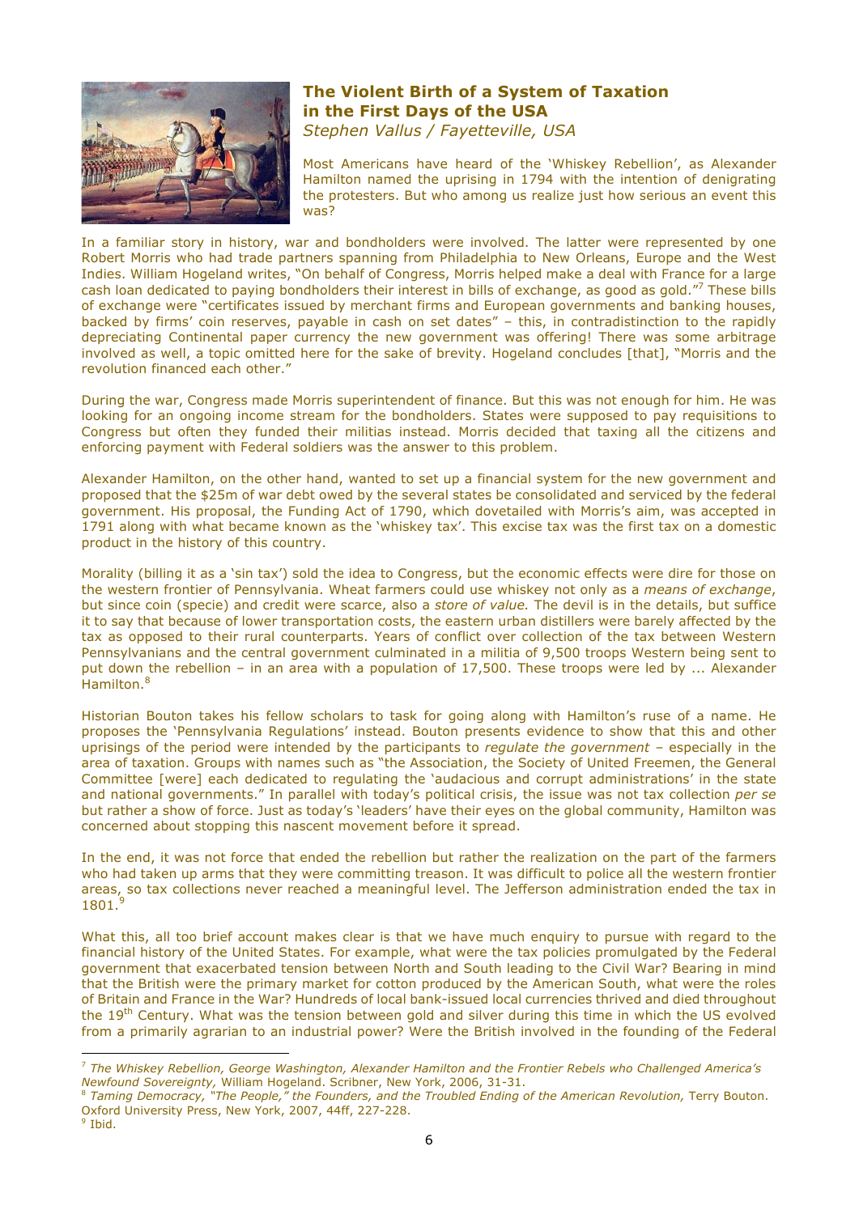## The Violent Birth of a System of Taxation in the First Days of the USA

*Stephen Vallus / Fayetteville, USA*

Most Americans have heard of the 'Whiskey Rebellion', as Alexander Hamilton named the uprising in 1794 with the intention of denigrating the protesters. But who among us realize just how serious an event this was?

In a familiar story in history, war and bondholders were involved. The latter were represented by one Robert Morris who had trade partners spanning from Philadelphia to New Orleans, Europe and the West Indies. William Hogeland writes, "On behalf of Congress, Morris helped make a deal with France for a large cash loan dedicated to paying bondholders their interest in bills of exchange, as good as gold."[7] These bills of exchange were "certificates issued by merchant firms and European governments and banking houses, backed by firms' coin reserves, payable in cash on set dates" – this, in contradistinction to the rapidly depreciating Continental paper currency the new government was offering! There was some arbitrage involved as well, a topic omitted here for the sake of brevity. Hogeland concludes [that], "Morris and the revolution financed each other."

During the war, Congress made Morris superintendent of finance. But this was not enough for him. He was looking for an ongoing income stream for the bondholders. States were supposed to pay requisitions to Congress but often they funded their militias instead. Morris decided that taxing all the citizens and enforcing payment with Federal soldiers was the answer to this problem.

Alexander Hamilton, on the other hand, wanted to set up a financial system for the new government and proposed that the $25m of war debt owed by the several states be consolidated and serviced by the federal government. His proposal, the Funding Act of 1790, which dovetailed with Morris's aim, was accepted in 1791 along with what became known as the 'whiskey tax'. This excise tax was the first tax on a domestic product in the history of this country.

Morality (billing it as a 'sin tax') sold the idea to Congress, but the economic effects were dire for those on the western frontier of Pennsylvania. Wheat farmers could use whiskey not only as a *means of exchange*, but since coin (specie) and credit were scarce, also a *store of value.* The devil is in the details, but suffice it to say that because of lower transportation costs, the eastern urban distillers were barely affected by the tax as opposed to their rural counterparts. Years of conflict over collection of the tax between Western Pennsylvanians and the central government culminated in a militia of 9,500 troops Western being sent to put down the rebellion – in an area with a population of 17,500. These troops were led by ... Alexander Hamilton.[8]

Historian Bouton takes his fellow scholars to task for going along with Hamilton's ruse of a name. He proposes the 'Pennsylvania Regulations' instead. Bouton presents evidence to show that this and other uprisings of the period were intended by the participants to *regulate the government* – especially in the area of taxation. Groups with names such as "the Association, the Society of United Freemen, the General Committee [were] each dedicated to regulating the 'audacious and corrupt administrations' in the state and national governments." In parallel with today's political crisis, the issue was not tax collection *per se* but rather a show of force. Just as today's 'leaders' have their eyes on the global community, Hamilton was concerned about stopping this nascent movement before it spread.

In the end, it was not force that ended the rebellion but rather the realization on the part of the farmers who had taken up arms that they were committing treason. It was difficult to police all the western frontier areas, so tax collections never reached a meaningful level. The Jefferson administration ended the tax in 1801.[9]

What this, all too brief account makes clear is that we have much enquiry to pursue with regard to the financial history of the United States. For example, what were the tax policies promulgated by the Federal government that exacerbated tension between North and South leading to the Civil War? Bearing in mind that the British were the primary market for cotton produced by the American South, what were the roles of Britain and France in the War? Hundreds of local bank-issued local currencies thrived and died throughout the 19th Century. What was the tension between gold and silver during this time in which the US evolved from a primarily agrarian to an industrial power? Were the British involved in the founding of the Federal

---

[7] *The Whiskey Rebellion, George Washington, Alexander Hamilton and the Frontier Rebels who Challenged America's Newfound Sovereignty,* William Hogeland. Scribner, New York, 2006, 31-31.

[8] *Taming Democracy, "The People," the Founders, and the Troubled Ending of the American Revolution,* Terry Bouton. Oxford University Press, New York, 2007, 44ff, 227-228.

[9] Ibid.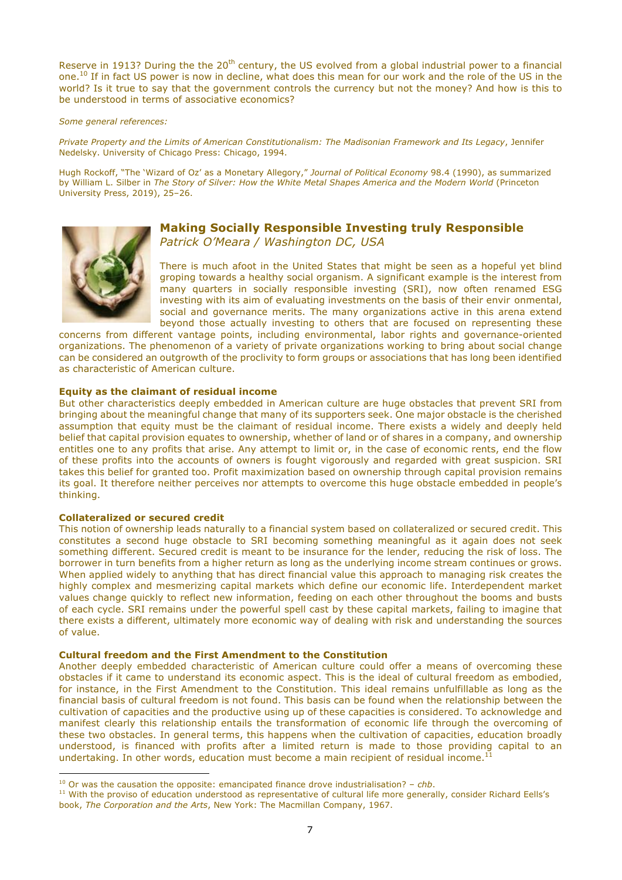Reserve in 1913? During the the 20th century, the US evolved from a global industrial power to a financial one.[10] If in fact US power is now in decline, what does this mean for our work and the role of the US in the world? Is it true to say that the government controls the currency but not the money? And how is this to be understood in terms of associative economics?

*Some general references:*

*Private Property and the Limits of American Constitutionalism: The Madisonian Framework and Its Legacy*, Jennifer Nedelsky. University of Chicago Press: Chicago, 1994.

Hugh Rockoff, "The 'Wizard of Oz' as a Monetary Allegory," *Journal of Political Economy* 98.4 (1990), as summarized by William L. Silber in *The Story of Silver: How the White Metal Shapes America and the Modern World* (Princeton University Press, 2019), 25–26.

## Making Socially Responsible Investing truly Responsible

*Patrick O'Meara / Washington DC, USA*

There is much afoot in the United States that might be seen as a hopeful yet blind groping towards a healthy social organism. A significant example is the interest from many quarters in socially responsible investing (SRI), now often renamed ESG investing with its aim of evaluating investments on the basis of their envir onmental, social and governance merits. The many organizations active in this arena extend beyond those actually investing to others that are focused on representing these concerns from different vantage points, including environmental, labor rights and governance-oriented organizations. The phenomenon of a variety of private organizations working to bring about social change can be considered an outgrowth of the proclivity to form groups or associations that has long been identified as characteristic of American culture.

**Equity as the claimant of residual income**

But other characteristics deeply embedded in American culture are huge obstacles that prevent SRI from bringing about the meaningful change that many of its supporters seek. One major obstacle is the cherished assumption that equity must be the claimant of residual income. There exists a widely and deeply held belief that capital provision equates to ownership, whether of land or of shares in a company, and ownership entitles one to any profits that arise. Any attempt to limit or, in the case of economic rents, end the flow of these profits into the accounts of owners is fought vigorously and regarded with great suspicion. SRI takes this belief for granted too. Profit maximization based on ownership through capital provision remains its goal. It therefore neither perceives nor attempts to overcome this huge obstacle embedded in people's thinking.

**Collateralized or secured credit**

This notion of ownership leads naturally to a financial system based on collateralized or secured credit. This constitutes a second huge obstacle to SRI becoming something meaningful as it again does not seek something different. Secured credit is meant to be insurance for the lender, reducing the risk of loss. The borrower in turn benefits from a higher return as long as the underlying income stream continues or grows. When applied widely to anything that has direct financial value this approach to managing risk creates the highly complex and mesmerizing capital markets which define our economic life. Interdependent market values change quickly to reflect new information, feeding on each other throughout the booms and busts of each cycle. SRI remains under the powerful spell cast by these capital markets, failing to imagine that there exists a different, ultimately more economic way of dealing with risk and understanding the sources of value.

**Cultural freedom and the First Amendment to the Constitution**

Another deeply embedded characteristic of American culture could offer a means of overcoming these obstacles if it came to understand its economic aspect. This is the ideal of cultural freedom as embodied, for instance, in the First Amendment to the Constitution. This ideal remains unfulfillable as long as the financial basis of cultural freedom is not found. This basis can be found when the relationship between the cultivation of capacities and the productive using up of these capacities is considered. To acknowledge and manifest clearly this relationship entails the transformation of economic life through the overcoming of these two obstacles. In general terms, this happens when the cultivation of capacities, education broadly understood, is financed with profits after a limited return is made to those providing capital to an undertaking. In other words, education must become a main recipient of residual income.[11]

---

[10] Or was the causation the opposite: emancipated finance drove industrialisation? – *chb*.

[11] With the proviso of education understood as representative of cultural life more generally, consider Richard Eells's book, *The Corporation and the Arts*, New York: The Macmillan Company, 1967.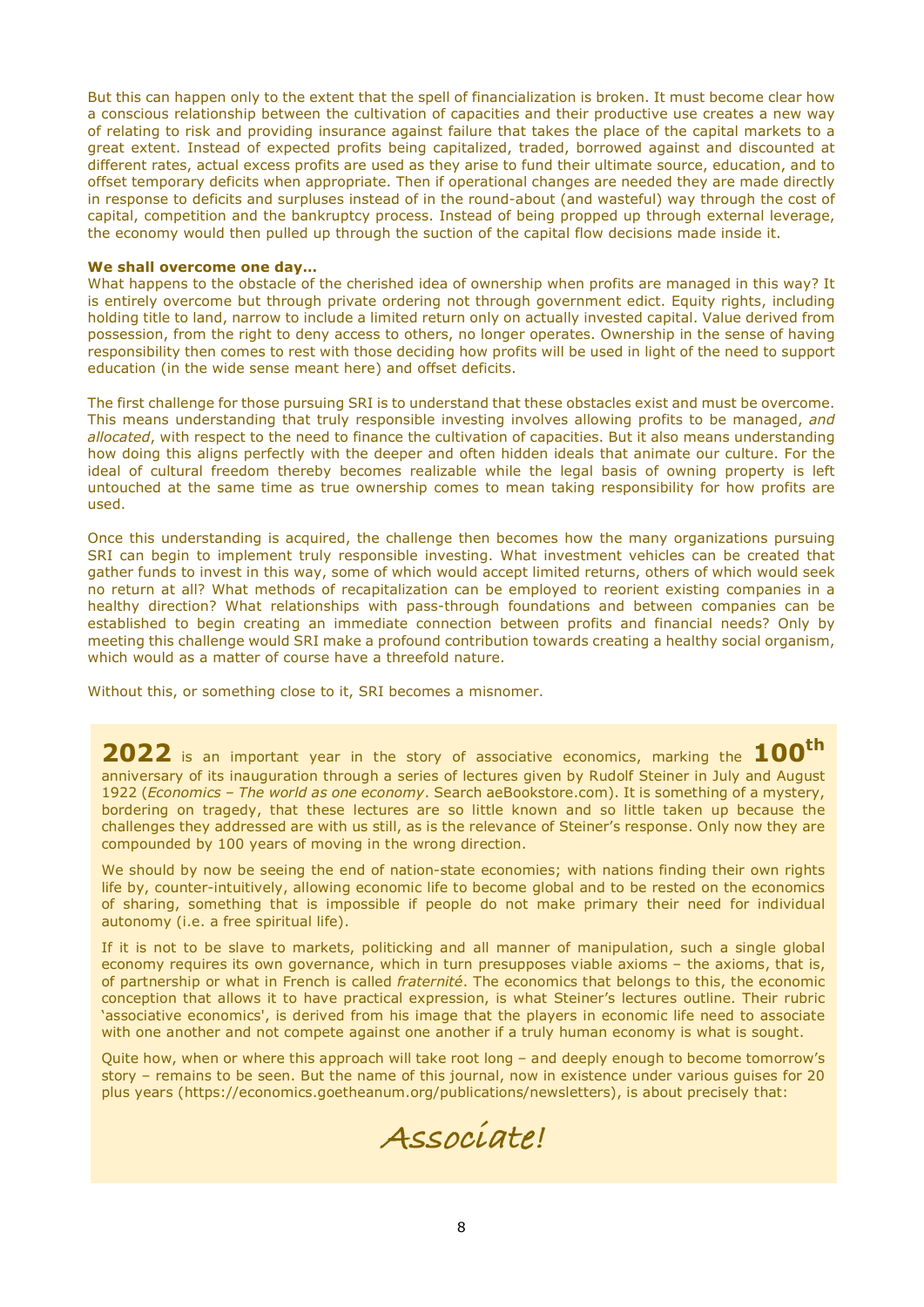But this can happen only to the extent that the spell of financialization is broken. It must become clear how a conscious relationship between the cultivation of capacities and their productive use creates a new way of relating to risk and providing insurance against failure that takes the place of the capital markets to a great extent. Instead of expected profits being capitalized, traded, borrowed against and discounted at different rates, actual excess profits are used as they arise to fund their ultimate source, education, and to offset temporary deficits when appropriate. Then if operational changes are needed they are made directly in response to deficits and surpluses instead of in the round-about (and wasteful) way through the cost of capital, competition and the bankruptcy process. Instead of being propped up through external leverage, the economy would then pulled up through the suction of the capital flow decisions made inside it.

**We shall overcome one day…**

What happens to the obstacle of the cherished idea of ownership when profits are managed in this way? It is entirely overcome but through private ordering not through government edict. Equity rights, including holding title to land, narrow to include a limited return only on actually invested capital. Value derived from possession, from the right to deny access to others, no longer operates. Ownership in the sense of having responsibility then comes to rest with those deciding how profits will be used in light of the need to support education (in the wide sense meant here) and offset deficits.

The first challenge for those pursuing SRI is to understand that these obstacles exist and must be overcome. This means understanding that truly responsible investing involves allowing profits to be managed, *and allocated*, with respect to the need to finance the cultivation of capacities. But it also means understanding how doing this aligns perfectly with the deeper and often hidden ideals that animate our culture. For the ideal of cultural freedom thereby becomes realizable while the legal basis of owning property is left untouched at the same time as true ownership comes to mean taking responsibility for how profits are used.

Once this understanding is acquired, the challenge then becomes how the many organizations pursuing SRI can begin to implement truly responsible investing. What investment vehicles can be created that gather funds to invest in this way, some of which would accept limited returns, others of which would seek no return at all? What methods of recapitalization can be employed to reorient existing companies in a healthy direction? What relationships with pass-through foundations and between companies can be established to begin creating an immediate connection between profits and financial needs? Only by meeting this challenge would SRI make a profound contribution towards creating a healthy social organism, which would as a matter of course have a threefold nature.

Without this, or something close to it, SRI becomes a misnomer.

**2022** is an important year in the story of associative economics, marking the **100th** anniversary of its inauguration through a series of lectures given by Rudolf Steiner in July and August 1922 (*Economics – The world as one economy*. Search aeBookstore.com). It is something of a mystery, bordering on tragedy, that these lectures are so little known and so little taken up because the challenges they addressed are with us still, as is the relevance of Steiner's response. Only now they are compounded by 100 years of moving in the wrong direction.

We should by now be seeing the end of nation-state economies; with nations finding their own rights life by, counter-intuitively, allowing economic life to become global and to be rested on the economics of sharing, something that is impossible if people do not make primary their need for individual autonomy (i.e. a free spiritual life).

If it is not to be slave to markets, politicking and all manner of manipulation, such a single global economy requires its own governance, which in turn presupposes viable axioms – the axioms, that is, of partnership or what in French is called *fraternité*. The economics that belongs to this, the economic conception that allows it to have practical expression, is what Steiner's lectures outline. Their rubric 'associative economics', is derived from his image that the players in economic life need to associate with one another and not compete against one another if a truly human economy is what is sought.

Quite how, when or where this approach will take root long – and deeply enough to become tomorrow's story – remains to be seen. But the name of this journal, now in existence under various guises for 20 plus years (https://economics.goetheanum.org/publications/newsletters), is about precisely that:

*Associate!*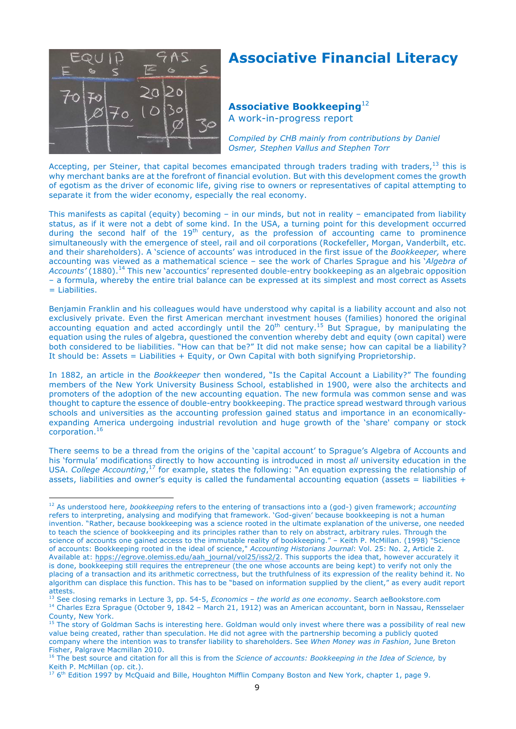# Associative Financial Literacy

## Associative Bookkeeping[12]

A work-in-progress report

*Compiled by CHB mainly from contributions by Daniel Osmer, Stephen Vallus and Stephen Torr*

Accepting, per Steiner, that capital becomes emancipated through traders trading with traders,[13] this is why merchant banks are at the forefront of financial evolution. But with this development comes the growth of egotism as the driver of economic life, giving rise to owners or representatives of capital attempting to separate it from the wider economy, especially the real economy.

This manifests as capital (equity) becoming – in our minds, but not in reality – emancipated from liability status, as if it were not a debt of some kind. In the USA, a turning point for this development occurred during the second half of the 19th century, as the profession of accounting came to prominence simultaneously with the emergence of steel, rail and oil corporations (Rockefeller, Morgan, Vanderbilt, etc. and their shareholders). A 'science of accounts' was introduced in the first issue of the *Bookkeeper,* where accounting was viewed as a mathematical science – see the work of Charles Sprague and his '*Algebra of Accounts'* (1880).[14] This new 'accountics' represented double-entry bookkeeping as an algebraic opposition – a formula, whereby the entire trial balance can be expressed at its simplest and most correct as Assets = Liabilities.

Benjamin Franklin and his colleagues would have understood why capital is a liability account and also not exclusively private. Even the first American merchant investment houses (families) honored the original accounting equation and acted accordingly until the 20th century.[15] But Sprague, by manipulating the equation using the rules of algebra, questioned the convention whereby debt and equity (own capital) were both considered to be liabilities. "How can that be?" It did not make sense; how can capital be a liability? It should be: Assets = Liabilities + Equity, or Own Capital with both signifying Proprietorship.

In 1882, an article in the *Bookkeeper* then wondered, "Is the Capital Account a Liability?" The founding members of the New York University Business School, established in 1900, were also the architects and promoters of the adoption of the new accounting equation. The new formula was common sense and was thought to capture the essence of double-entry bookkeeping. The practice spread westward through various schools and universities as the accounting profession gained status and importance in an economically-expanding America undergoing industrial revolution and huge growth of the 'share' company or stock corporation.[16]

There seems to be a thread from the origins of the 'capital account' to Sprague's Algebra of Accounts and his 'formula' modifications directly to how accounting is introduced in most *all* university education in the USA. *College Accounting*,[17] for example, states the following: "An equation expressing the relationship of assets, liabilities and owner's equity is called the fundamental accounting equation (assets = liabilities +

---

[12] As understood here, *bookkeeping* refers to the entering of transactions into a (god-) given framework; *accounting* refers to interpreting, analysing and modifying that framework. 'God-given' because bookkeeping is not a human invention. "Rather, because bookkeeping was a science rooted in the ultimate explanation of the universe, one needed to teach the science of bookkeeping and its principles rather than to rely on abstract, arbitrary rules. Through the science of accounts one gained access to the immutable reality of bookkeeping." – Keith P. McMillan. (1998) "Science of accounts: Bookkeeping rooted in the ideal of science," *Accounting Historians Journal*: Vol. 25: No. 2, Article 2. Available at: hpps://egrove.olemiss.edu/aah_journal/vol25/iss2/2. This supports the idea that, however accurately it is done, bookkeeping still requires the entrepreneur (the one whose accounts are being kept) to verify not only the placing of a transaction and its arithmetic correctness, but the truthfulness of its expression of the reality behind it. No algorithm can displace this function. This has to be "based on information supplied by the client," as every audit report attests.

[13] See closing remarks in Lecture 3, pp. 54-5, *Economics – the world as one economy*. Search aeBookstore.com

[14] Charles Ezra Sprague (October 9, 1842 – March 21, 1912) was an American accountant, born in Nassau, Rensselaer County, New York.

[15] The story of Goldman Sachs is interesting here. Goldman would only invest where there was a possibility of real new value being created, rather than speculation. He did not agree with the partnership becoming a publicly quoted company where the intention was to transfer liability to shareholders. See *When Money was in Fashion*, June Breton Fisher, Palgrave Macmillan 2010.

[16] The best source and citation for all this is from the *Science of accounts: Bookkeeping in the Idea of Science,* by Keith P. McMillan (op. cit.).

[17] 6th Edition 1997 by McQuaid and Bille, Houghton Mifflin Company Boston and New York, chapter 1, page 9.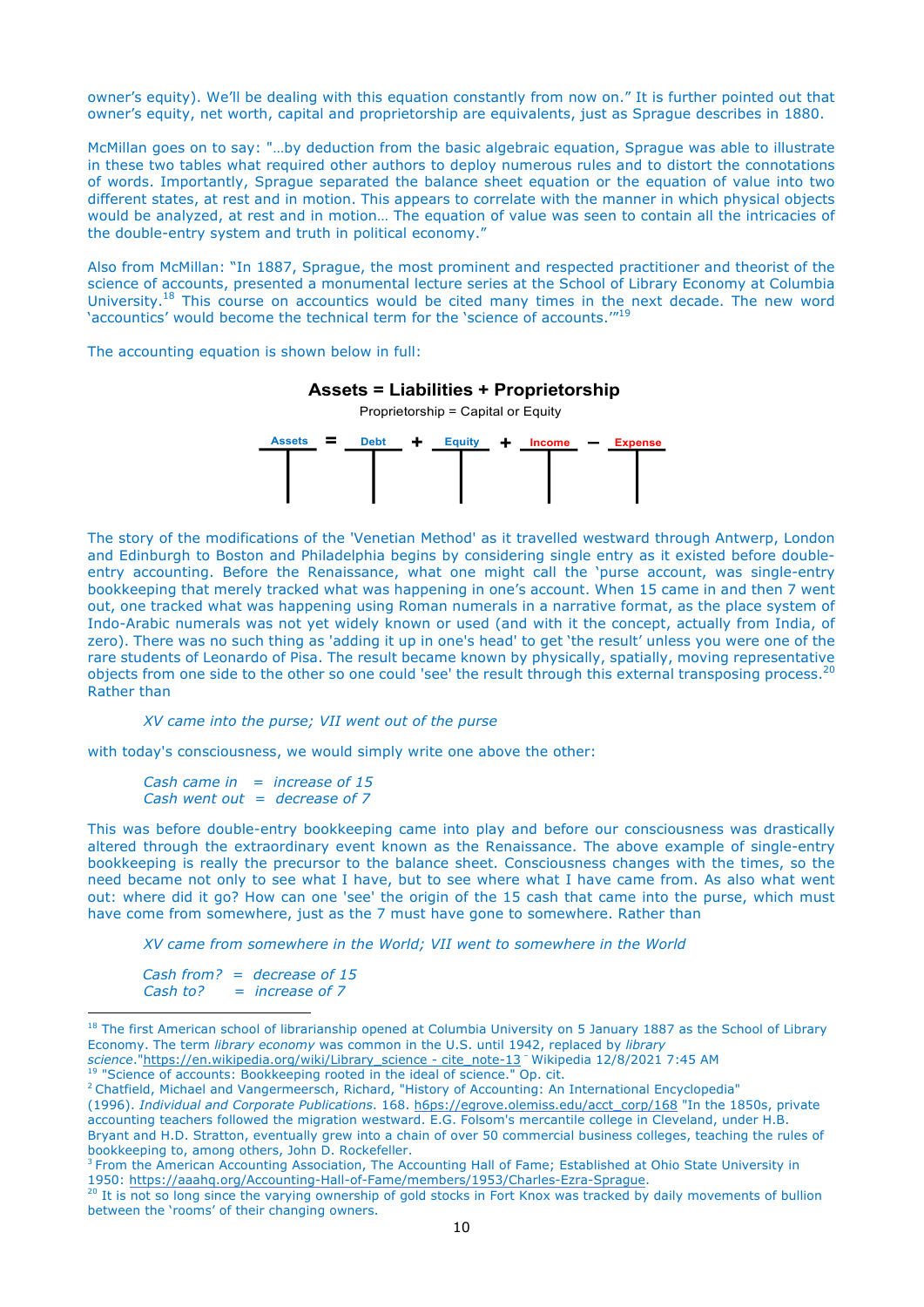owner's equity). We'll be dealing with this equation constantly from now on." It is further pointed out that owner's equity, net worth, capital and proprietorship are equivalents, just as Sprague describes in 1880.

McMillan goes on to say: "…by deduction from the basic algebraic equation, Sprague was able to illustrate in these two tables what required other authors to deploy numerous rules and to distort the connotations of words. Importantly, Sprague separated the balance sheet equation or the equation of value into two different states, at rest and in motion. This appears to correlate with the manner in which physical objects would be analyzed, at rest and in motion… The equation of value was seen to contain all the intricacies of the double-entry system and truth in political economy."

Also from McMillan: "In 1887, Sprague, the most prominent and respected practitioner and theorist of the science of accounts, presented a monumental lecture series at the School of Library Economy at Columbia University.[18] This course on accountics would be cited many times in the next decade. The new word 'accountics' would become the technical term for the 'science of accounts.'"[19]

The accounting equation is shown below in full:

**Assets = Liabilities + Proprietorship**

Proprietorship = Capital or Equity

Assets = Debt + Equity + Income − Expense

The story of the modifications of the 'Venetian Method' as it travelled westward through Antwerp, London and Edinburgh to Boston and Philadelphia begins by considering single entry as it existed before double-entry accounting. Before the Renaissance, what one might call the 'purse account, was single-entry bookkeeping that merely tracked what was happening in one's account. When 15 came in and then 7 went out, one tracked what was happening using Roman numerals in a narrative format, as the place system of Indo-Arabic numerals was not yet widely known or used (and with it the concept, actually from India, of zero). There was no such thing as 'adding it up in one's head' to get 'the result' unless you were one of the rare students of Leonardo of Pisa. The result became known by physically, spatially, moving representative objects from one side to the other so one could 'see' the result through this external transposing process.[20] Rather than

*XV came into the purse; VII went out of the purse*

with today's consciousness, we would simply write one above the other:

*Cash came in = increase of 15*
*Cash went out = decrease of 7*

This was before double-entry bookkeeping came into play and before our consciousness was drastically altered through the extraordinary event known as the Renaissance. The above example of single-entry bookkeeping is really the precursor to the balance sheet. Consciousness changes with the times, so the need became not only to see what I have, but to see where what I have came from. As also what went out: where did it go? How can one 'see' the origin of the 15 cash that came into the purse, which must have come from somewhere, just as the 7 must have gone to somewhere. Rather than

*XV came from somewhere in the World; VII went to somewhere in the World*

*Cash from? = decrease of 15*
*Cash to? = increase of 7*

---

[18] The first American school of librarianship opened at Columbia University on 5 January 1887 as the School of Library Economy. The term *library economy* was common in the U.S. until 1942, replaced by *library science*."https://en.wikipedia.org/wiki/Library_science - cite_note-13 Wikipedia 12/8/2021 7:45 AM

[19] "Science of accounts: Bookkeeping rooted in the ideal of science." Op. cit.

[2] Chatfield, Michael and Vangermeersch, Richard, "History of Accounting: An International Encyclopedia" (1996). *Individual and Corporate Publications*. 168. h6ps://egrove.olemiss.edu/acct_corp/168 "In the 1850s, private accounting teachers followed the migration westward. E.G. Folsom's mercantile college in Cleveland, under H.B. Bryant and H.D. Stratton, eventually grew into a chain of over 50 commercial business colleges, teaching the rules of bookkeeping to, among others, John D. Rockefeller.

[3] From the American Accounting Association, The Accounting Hall of Fame; Established at Ohio State University in 1950: https://aaahq.org/Accounting-Hall-of-Fame/members/1953/Charles-Ezra-Sprague.

[20] It is not so long since the varying ownership of gold stocks in Fort Knox was tracked by daily movements of bullion between the 'rooms' of their changing owners.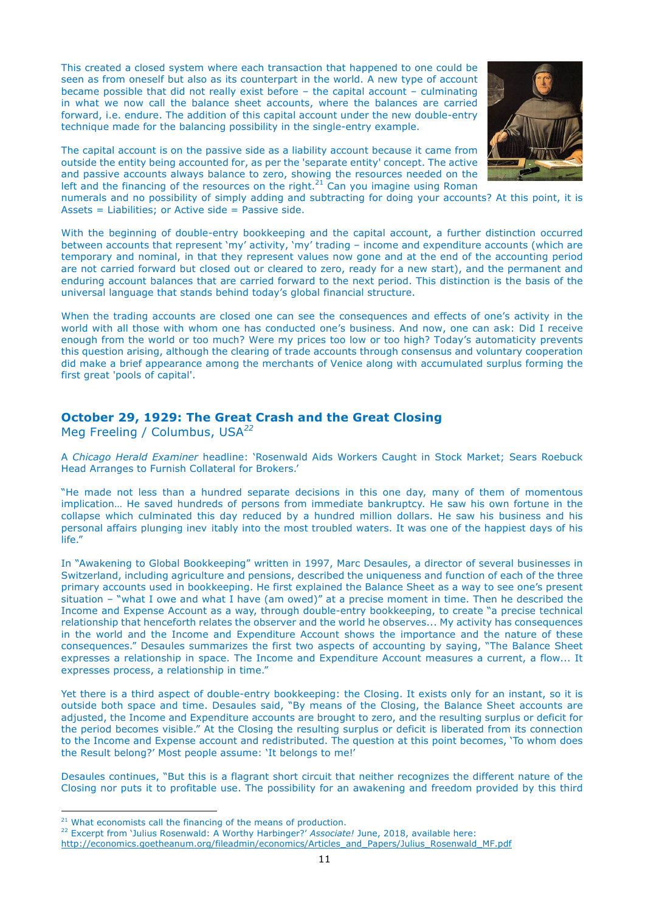This created a closed system where each transaction that happened to one could be seen as from oneself but also as its counterpart in the world. A new type of account became possible that did not really exist before – the capital account – culminating in what we now call the balance sheet accounts, where the balances are carried forward, i.e. endure. The addition of this capital account under the new double-entry technique made for the balancing possibility in the single-entry example.

The capital account is on the passive side as a liability account because it came from outside the entity being accounted for, as per the 'separate entity' concept. The active and passive accounts always balance to zero, showing the resources needed on the left and the financing of the resources on the right.[21] Can you imagine using Roman numerals and no possibility of simply adding and subtracting for doing your accounts? At this point, it is Assets = Liabilities; or Active side = Passive side.

With the beginning of double-entry bookkeeping and the capital account, a further distinction occurred between accounts that represent 'my' activity, 'my' trading – income and expenditure accounts (which are temporary and nominal, in that they represent values now gone and at the end of the accounting period are not carried forward but closed out or cleared to zero, ready for a new start), and the permanent and enduring account balances that are carried forward to the next period. This distinction is the basis of the universal language that stands behind today's global financial structure.

When the trading accounts are closed one can see the consequences and effects of one's activity in the world with all those with whom one has conducted one's business. And now, one can ask: Did I receive enough from the world or too much? Were my prices too low or too high? Today's automaticity prevents this question arising, although the clearing of trade accounts through consensus and voluntary cooperation did make a brief appearance among the merchants of Venice along with accumulated surplus forming the first great 'pools of capital'.

## October 29, 1929: The Great Crash and the Great Closing

Meg Freeling / Columbus, USA[22]

A *Chicago Herald Examiner* headline: 'Rosenwald Aids Workers Caught in Stock Market; Sears Roebuck Head Arranges to Furnish Collateral for Brokers.'

"He made not less than a hundred separate decisions in this one day, many of them of momentous implication… He saved hundreds of persons from immediate bankruptcy. He saw his own fortune in the collapse which culminated this day reduced by a hundred million dollars. He saw his business and his personal affairs plunging inev itably into the most troubled waters. It was one of the happiest days of his life."

In "Awakening to Global Bookkeeping" written in 1997, Marc Desaules, a director of several businesses in Switzerland, including agriculture and pensions, described the uniqueness and function of each of the three primary accounts used in bookkeeping. He first explained the Balance Sheet as a way to see one's present situation – "what I owe and what I have (am owed)" at a precise moment in time. Then he described the Income and Expense Account as a way, through double-entry bookkeeping, to create "a precise technical relationship that henceforth relates the observer and the world he observes... My activity has consequences in the world and the Income and Expenditure Account shows the importance and the nature of these consequences." Desaules summarizes the first two aspects of accounting by saying, "The Balance Sheet expresses a relationship in space. The Income and Expenditure Account measures a current, a flow... It expresses process, a relationship in time."

Yet there is a third aspect of double-entry bookkeeping: the Closing. It exists only for an instant, so it is outside both space and time. Desaules said, "By means of the Closing, the Balance Sheet accounts are adjusted, the Income and Expenditure accounts are brought to zero, and the resulting surplus or deficit for the period becomes visible." At the Closing the resulting surplus or deficit is liberated from its connection to the Income and Expense account and redistributed. The question at this point becomes, 'To whom does the Result belong?' Most people assume: 'It belongs to me!'

Desaules continues, "But this is a flagrant short circuit that neither recognizes the different nature of the Closing nor puts it to profitable use. The possibility for an awakening and freedom provided by this third

---

[21] What economists call the financing of the means of production.

[22] Excerpt from 'Julius Rosenwald: A Worthy Harbinger?' *Associate!* June, 2018, available here: http://economics.goetheanum.org/fileadmin/economics/Articles_and_Papers/Julius_Rosenwald_MF.pdf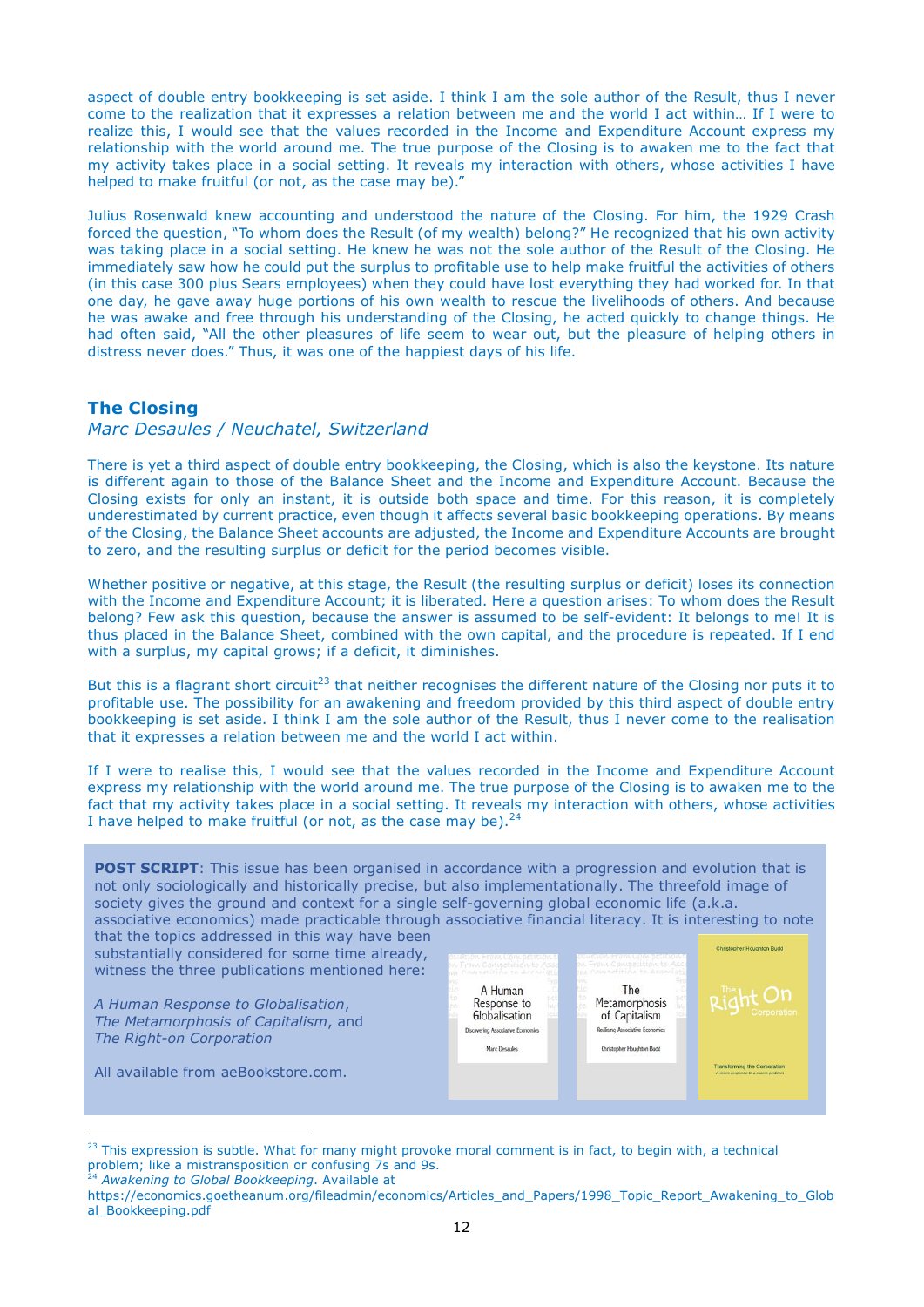aspect of double entry bookkeeping is set aside. I think I am the sole author of the Result, thus I never come to the realization that it expresses a relation between me and the world I act within… If I were to realize this, I would see that the values recorded in the Income and Expenditure Account express my relationship with the world around me. The true purpose of the Closing is to awaken me to the fact that my activity takes place in a social setting. It reveals my interaction with others, whose activities I have helped to make fruitful (or not, as the case may be)."

Julius Rosenwald knew accounting and understood the nature of the Closing. For him, the 1929 Crash forced the question, "To whom does the Result (of my wealth) belong?" He recognized that his own activity was taking place in a social setting. He knew he was not the sole author of the Result of the Closing. He immediately saw how he could put the surplus to profitable use to help make fruitful the activities of others (in this case 300 plus Sears employees) when they could have lost everything they had worked for. In that one day, he gave away huge portions of his own wealth to rescue the livelihoods of others. And because he was awake and free through his understanding of the Closing, he acted quickly to change things. He had often said, "All the other pleasures of life seem to wear out, but the pleasure of helping others in distress never does." Thus, it was one of the happiest days of his life.

## The Closing

*Marc Desaules / Neuchatel, Switzerland*

There is yet a third aspect of double entry bookkeeping, the Closing, which is also the keystone. Its nature is different again to those of the Balance Sheet and the Income and Expenditure Account. Because the Closing exists for only an instant, it is outside both space and time. For this reason, it is completely underestimated by current practice, even though it affects several basic bookkeeping operations. By means of the Closing, the Balance Sheet accounts are adjusted, the Income and Expenditure Accounts are brought to zero, and the resulting surplus or deficit for the period becomes visible.

Whether positive or negative, at this stage, the Result (the resulting surplus or deficit) loses its connection with the Income and Expenditure Account; it is liberated. Here a question arises: To whom does the Result belong? Few ask this question, because the answer is assumed to be self-evident: It belongs to me! It is thus placed in the Balance Sheet, combined with the own capital, and the procedure is repeated. If I end with a surplus, my capital grows; if a deficit, it diminishes.

But this is a flagrant short circuit[23] that neither recognises the different nature of the Closing nor puts it to profitable use. The possibility for an awakening and freedom provided by this third aspect of double entry bookkeeping is set aside. I think I am the sole author of the Result, thus I never come to the realisation that it expresses a relation between me and the world I act within.

If I were to realise this, I would see that the values recorded in the Income and Expenditure Account express my relationship with the world around me. The true purpose of the Closing is to awaken me to the fact that my activity takes place in a social setting. It reveals my interaction with others, whose activities I have helped to make fruitful (or not, as the case may be).[24]

**POST SCRIPT**: This issue has been organised in accordance with a progression and evolution that is not only sociologically and historically precise, but also implementationally. The threefold image of society gives the ground and context for a single self-governing global economic life (a.k.a. associative economics) made practicable through associative financial literacy. It is interesting to note that the topics addressed in this way have been substantially considered for some time already, witness the three publications mentioned here:

*A Human Response to Globalisation*,
*The Metamorphosis of Capitalism*, and
*The Right-on Corporation*

All available from aeBookstore.com.

A Human Response to Globalisation
Discovering Associative Economics
Marc Desaules

The Metamorphosis of Capitalism
Realising Associative Economics
Christopher Houghton Budd

Christopher Houghton Budd
The Right On Corporation
Transforming the Corporation
A macro response to a micro problem

---

[23] This expression is subtle. What for many might provoke moral comment is in fact, to begin with, a technical problem; like a mistransposition or confusing 7s and 9s.

[24] *Awakening to Global Bookkeeping*. Available at https://economics.goetheanum.org/fileadmin/economics/Articles_and_Papers/1998_Topic_Report_Awakening_to_Global_Bookkeeping.pdf